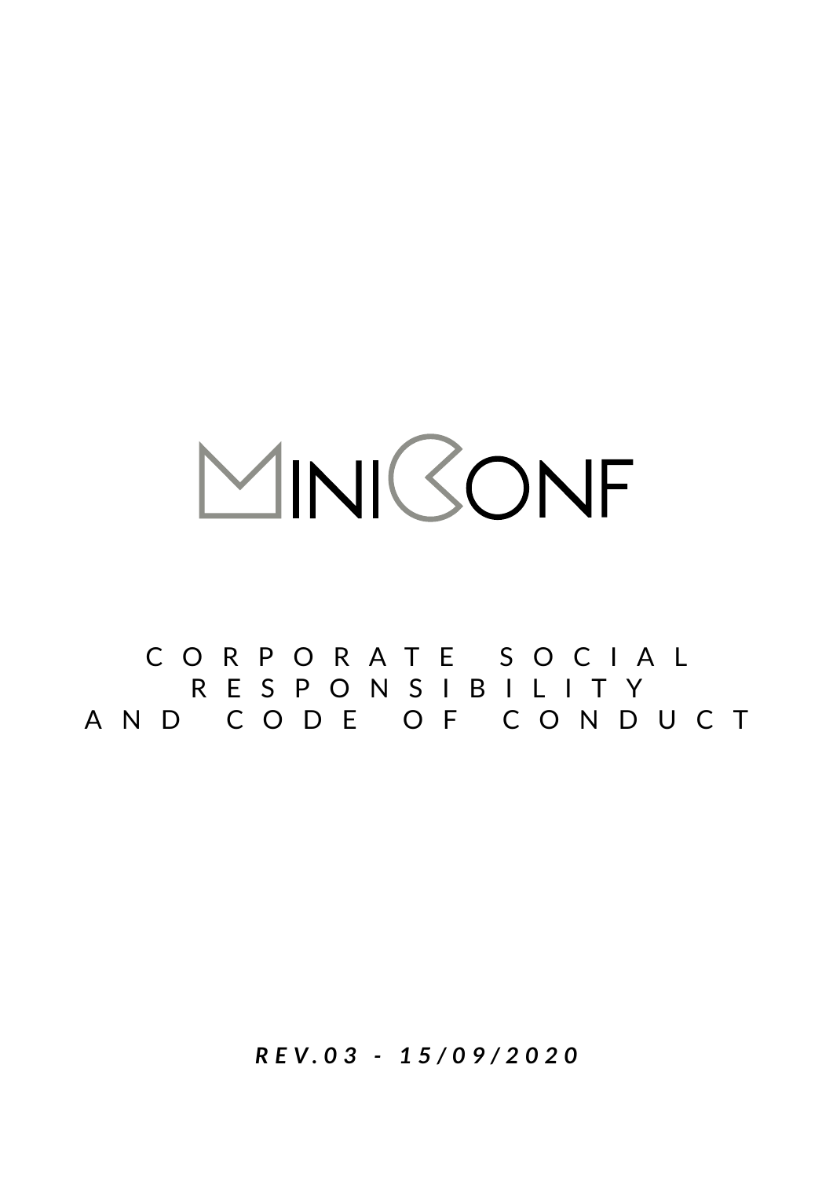# MINICONF

## CORPORATE SOCIAL RESPONSIBILITY AND CODE OF CONDUCT

***REV.03 - 15/09/2020***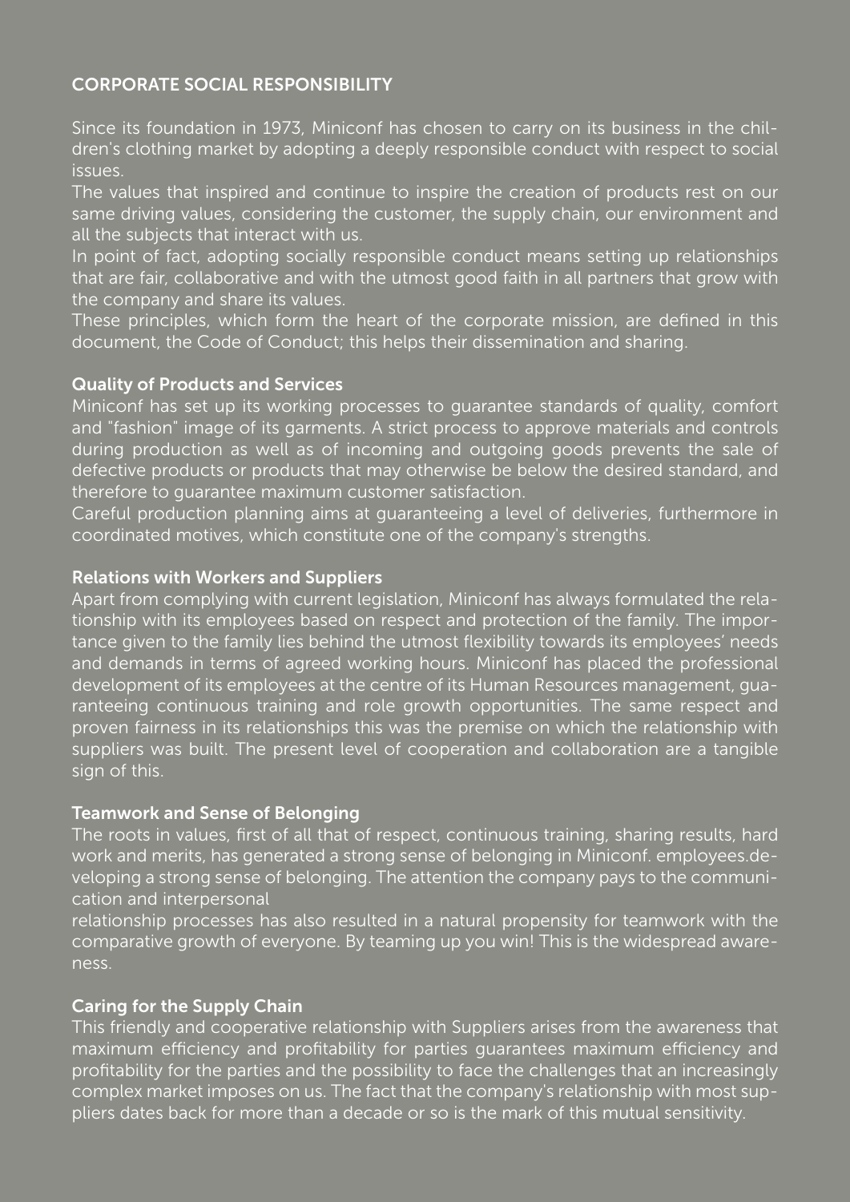## CORPORATE SOCIAL RESPONSIBILITY

Since its foundation in 1973, Miniconf has chosen to carry on its business in the children's clothing market by adopting a deeply responsible conduct with respect to social issues.

The values that inspired and continue to inspire the creation of products rest on our same driving values, considering the customer, the supply chain, our environment and all the subjects that interact with us.

In point of fact, adopting socially responsible conduct means setting up relationships that are fair, collaborative and with the utmost good faith in all partners that grow with the company and share its values.

These principles, which form the heart of the corporate mission, are defined in this document, the Code of Conduct; this helps their dissemination and sharing.

### Quality of Products and Services

Miniconf has set up its working processes to guarantee standards of quality, comfort and "fashion" image of its garments. A strict process to approve materials and controls during production as well as of incoming and outgoing goods prevents the sale of defective products or products that may otherwise be below the desired standard, and therefore to guarantee maximum customer satisfaction.

Careful production planning aims at guaranteeing a level of deliveries, furthermore in coordinated motives, which constitute one of the company's strengths.

### Relations with Workers and Suppliers

Apart from complying with current legislation, Miniconf has always formulated the relationship with its employees based on respect and protection of the family. The importance given to the family lies behind the utmost flexibility towards its employees' needs and demands in terms of agreed working hours. Miniconf has placed the professional development of its employees at the centre of its Human Resources management, guaranteeing continuous training and role growth opportunities. The same respect and proven fairness in its relationships this was the premise on which the relationship with suppliers was built. The present level of cooperation and collaboration are a tangible sign of this.

### Teamwork and Sense of Belonging

The roots in values, first of all that of respect, continuous training, sharing results, hard work and merits, has generated a strong sense of belonging in Miniconf. employees.developing a strong sense of belonging. The attention the company pays to the communication and interpersonal

relationship processes has also resulted in a natural propensity for teamwork with the comparative growth of everyone. By teaming up you win! This is the widespread awareness.

### Caring for the Supply Chain

This friendly and cooperative relationship with Suppliers arises from the awareness that maximum efficiency and profitability for parties guarantees maximum efficiency and profitability for the parties and the possibility to face the challenges that an increasingly complex market imposes on us. The fact that the company's relationship with most suppliers dates back for more than a decade or so is the mark of this mutual sensitivity.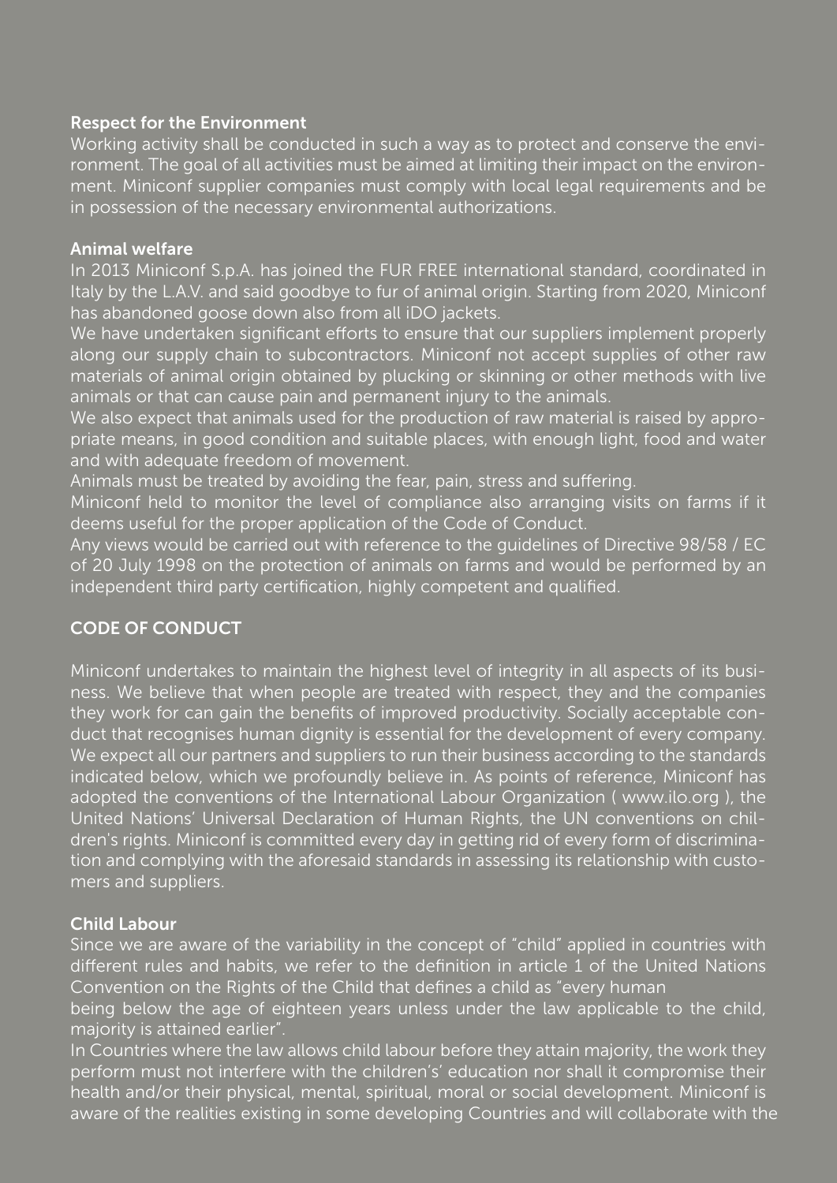### Respect for the Environment

Working activity shall be conducted in such a way as to protect and conserve the environment. The goal of all activities must be aimed at limiting their impact on the environment. Miniconf supplier companies must comply with local legal requirements and be in possession of the necessary environmental authorizations.

### Animal welfare

In 2013 Miniconf S.p.A. has joined the FUR FREE international standard, coordinated in Italy by the L.A.V. and said goodbye to fur of animal origin. Starting from 2020, Miniconf has abandoned goose down also from all iDO jackets.

We have undertaken significant efforts to ensure that our suppliers implement properly along our supply chain to subcontractors. Miniconf not accept supplies of other raw materials of animal origin obtained by plucking or skinning or other methods with live animals or that can cause pain and permanent injury to the animals.

We also expect that animals used for the production of raw material is raised by appropriate means, in good condition and suitable places, with enough light, food and water and with adequate freedom of movement.

Animals must be treated by avoiding the fear, pain, stress and suffering.

Miniconf held to monitor the level of compliance also arranging visits on farms if it deems useful for the proper application of the Code of Conduct.

Any views would be carried out with reference to the guidelines of Directive 98/58 / EC of 20 July 1998 on the protection of animals on farms and would be performed by an independent third party certification, highly competent and qualified.

## CODE OF CONDUCT

Miniconf undertakes to maintain the highest level of integrity in all aspects of its business. We believe that when people are treated with respect, they and the companies they work for can gain the benefits of improved productivity. Socially acceptable conduct that recognises human dignity is essential for the development of every company. We expect all our partners and suppliers to run their business according to the standards indicated below, which we profoundly believe in. As points of reference, Miniconf has adopted the conventions of the International Labour Organization ( www.ilo.org ), the United Nations' Universal Declaration of Human Rights, the UN conventions on children's rights. Miniconf is committed every day in getting rid of every form of discrimination and complying with the aforesaid standards in assessing its relationship with customers and suppliers.

### Child Labour

Since we are aware of the variability in the concept of "child" applied in countries with different rules and habits, we refer to the definition in article 1 of the United Nations Convention on the Rights of the Child that defines a child as "every human being below the age of eighteen years unless under the law applicable to the child, majority is attained earlier".

In Countries where the law allows child labour before they attain majority, the work they perform must not interfere with the children's' education nor shall it compromise their health and/or their physical, mental, spiritual, moral or social development. Miniconf is aware of the realities existing in some developing Countries and will collaborate with the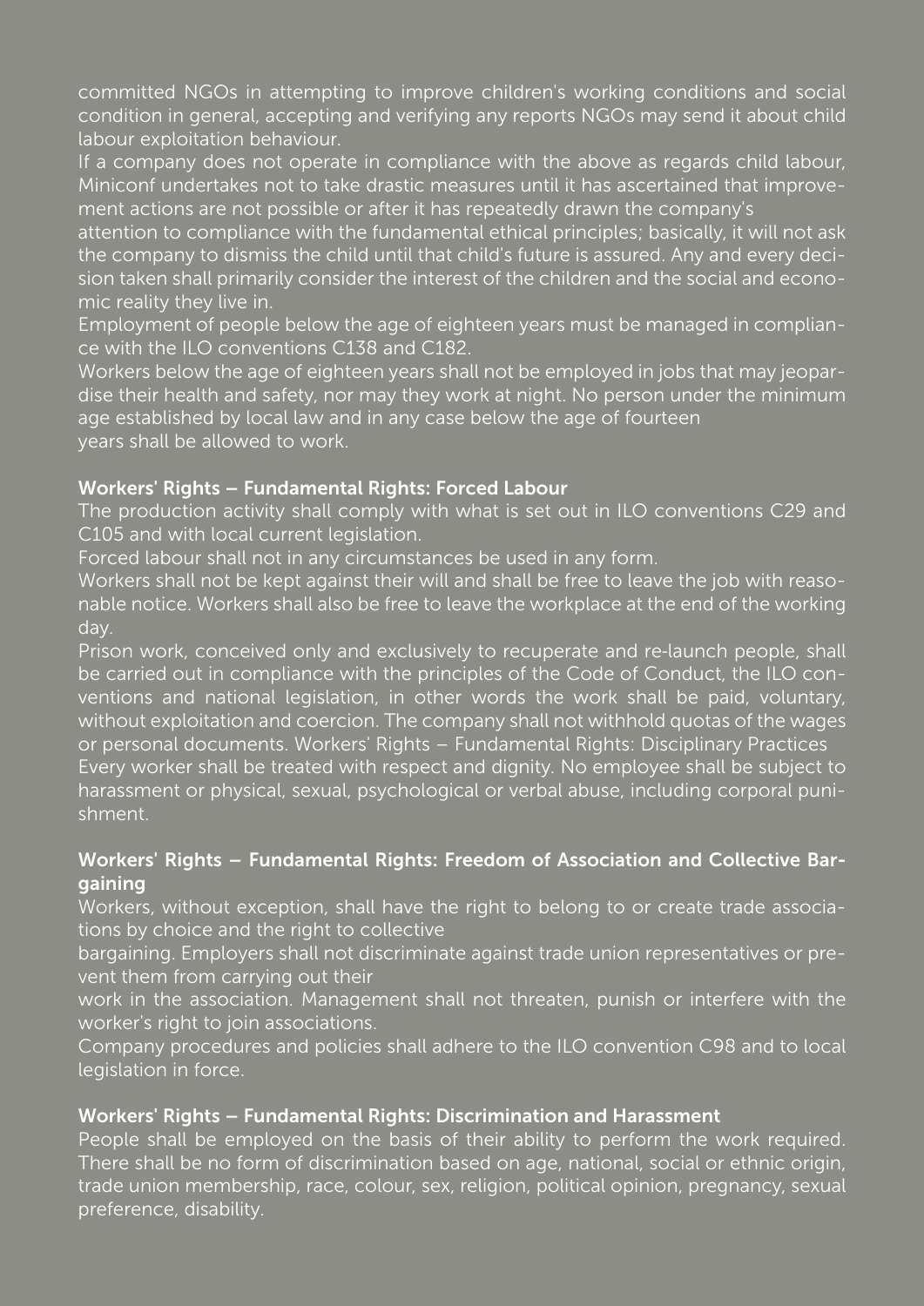committed NGOs in attempting to improve children's working conditions and social condition in general, accepting and verifying any reports NGOs may send it about child labour exploitation behaviour.

If a company does not operate in compliance with the above as regards child labour, Miniconf undertakes not to take drastic measures until it has ascertained that improvement actions are not possible or after it has repeatedly drawn the company's attention to compliance with the fundamental ethical principles; basically, it will not ask the company to dismiss the child until that child's future is assured. Any and every decision taken shall primarily consider the interest of the children and the social and economic reality they live in.

Employment of people below the age of eighteen years must be managed in compliance with the ILO conventions C138 and C182.

Workers below the age of eighteen years shall not be employed in jobs that may jeopardise their health and safety, nor may they work at night. No person under the minimum age established by local law and in any case below the age of fourteen years shall be allowed to work.

**Workers' Rights – Fundamental Rights: Forced Labour**

The production activity shall comply with what is set out in ILO conventions C29 and C105 and with local current legislation.

Forced labour shall not in any circumstances be used in any form.

Workers shall not be kept against their will and shall be free to leave the job with reasonable notice. Workers shall also be free to leave the workplace at the end of the working day.

Prison work, conceived only and exclusively to recuperate and re-launch people, shall be carried out in compliance with the principles of the Code of Conduct, the ILO conventions and national legislation, in other words the work shall be paid, voluntary, without exploitation and coercion. The company shall not withhold quotas of the wages or personal documents. Workers' Rights – Fundamental Rights: Disciplinary Practices

Every worker shall be treated with respect and dignity. No employee shall be subject to harassment or physical, sexual, psychological or verbal abuse, including corporal punishment.

**Workers' Rights – Fundamental Rights: Freedom of Association and Collective Bargaining**

Workers, without exception, shall have the right to belong to or create trade associations by choice and the right to collective bargaining. Employers shall not discriminate against trade union representatives or prevent them from carrying out their work in the association. Management shall not threaten, punish or interfere with the worker's right to join associations.

Company procedures and policies shall adhere to the ILO convention C98 and to local legislation in force.

**Workers' Rights – Fundamental Rights: Discrimination and Harassment**

People shall be employed on the basis of their ability to perform the work required. There shall be no form of discrimination based on age, national, social or ethnic origin, trade union membership, race, colour, sex, religion, political opinion, pregnancy, sexual preference, disability.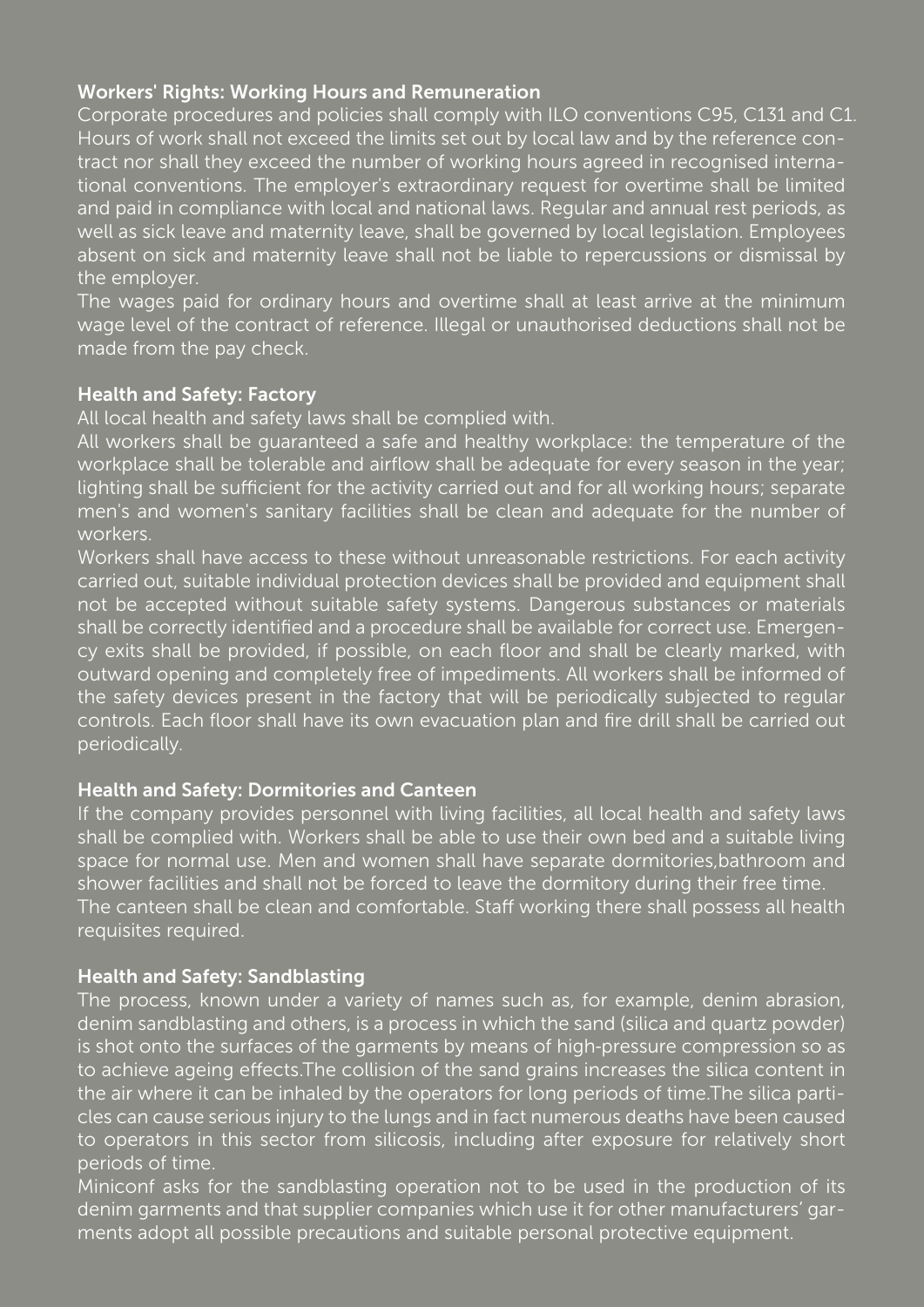### Workers' Rights: Working Hours and Remuneration

Corporate procedures and policies shall comply with ILO conventions C95, C131 and C1. Hours of work shall not exceed the limits set out by local law and by the reference contract nor shall they exceed the number of working hours agreed in recognised international conventions. The employer's extraordinary request for overtime shall be limited and paid in compliance with local and national laws. Regular and annual rest periods, as well as sick leave and maternity leave, shall be governed by local legislation. Employees absent on sick and maternity leave shall not be liable to repercussions or dismissal by the employer.

The wages paid for ordinary hours and overtime shall at least arrive at the minimum wage level of the contract of reference. Illegal or unauthorised deductions shall not be made from the pay check.

### Health and Safety: Factory

All local health and safety laws shall be complied with.

All workers shall be guaranteed a safe and healthy workplace: the temperature of the workplace shall be tolerable and airflow shall be adequate for every season in the year; lighting shall be sufficient for the activity carried out and for all working hours; separate men's and women's sanitary facilities shall be clean and adequate for the number of workers.

Workers shall have access to these without unreasonable restrictions. For each activity carried out, suitable individual protection devices shall be provided and equipment shall not be accepted without suitable safety systems. Dangerous substances or materials shall be correctly identified and a procedure shall be available for correct use. Emergency exits shall be provided, if possible, on each floor and shall be clearly marked, with outward opening and completely free of impediments. All workers shall be informed of the safety devices present in the factory that will be periodically subjected to regular controls. Each floor shall have its own evacuation plan and fire drill shall be carried out periodically.

### Health and Safety: Dormitories and Canteen

If the company provides personnel with living facilities, all local health and safety laws shall be complied with. Workers shall be able to use their own bed and a suitable living space for normal use. Men and women shall have separate dormitories,bathroom and shower facilities and shall not be forced to leave the dormitory during their free time. The canteen shall be clean and comfortable. Staff working there shall possess all health requisites required.

### Health and Safety: Sandblasting

The process, known under a variety of names such as, for example, denim abrasion, denim sandblasting and others, is a process in which the sand (silica and quartz powder) is shot onto the surfaces of the garments by means of high-pressure compression so as to achieve ageing effects.The collision of the sand grains increases the silica content in the air where it can be inhaled by the operators for long periods of time.The silica particles can cause serious injury to the lungs and in fact numerous deaths have been caused to operators in this sector from silicosis, including after exposure for relatively short periods of time.

Miniconf asks for the sandblasting operation not to be used in the production of its denim garments and that supplier companies which use it for other manufacturers' garments adopt all possible precautions and suitable personal protective equipment.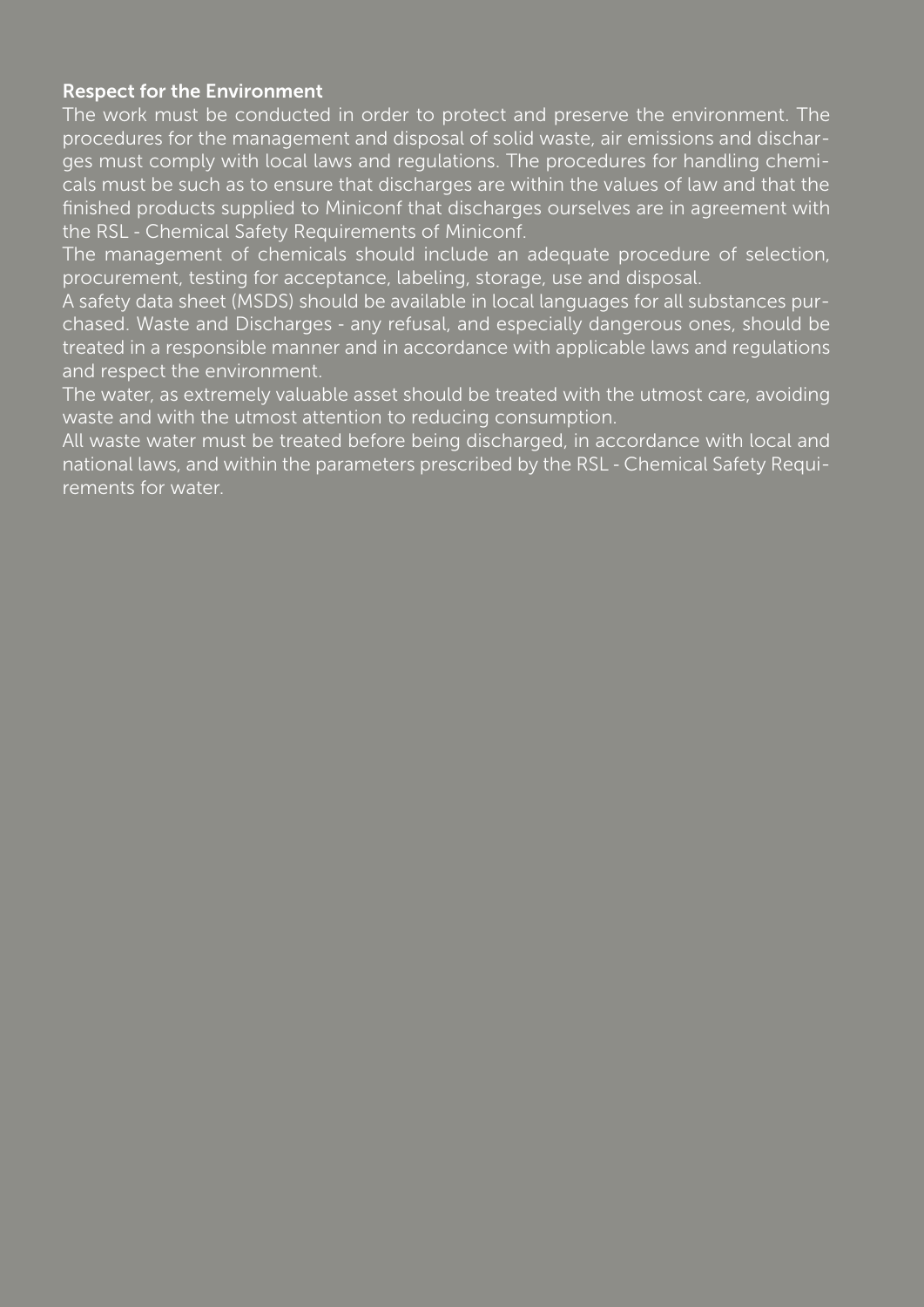**Respect for the Environment**

The work must be conducted in order to protect and preserve the environment. The procedures for the management and disposal of solid waste, air emissions and discharges must comply with local laws and regulations. The procedures for handling chemicals must be such as to ensure that discharges are within the values of law and that the finished products supplied to Miniconf that discharges ourselves are in agreement with the RSL - Chemical Safety Requirements of Miniconf.

The management of chemicals should include an adequate procedure of selection, procurement, testing for acceptance, labeling, storage, use and disposal.

A safety data sheet (MSDS) should be available in local languages for all substances purchased. Waste and Discharges - any refusal, and especially dangerous ones, should be treated in a responsible manner and in accordance with applicable laws and regulations and respect the environment.

The water, as extremely valuable asset should be treated with the utmost care, avoiding waste and with the utmost attention to reducing consumption.

All waste water must be treated before being discharged, in accordance with local and national laws, and within the parameters prescribed by the RSL - Chemical Safety Requirements for water.